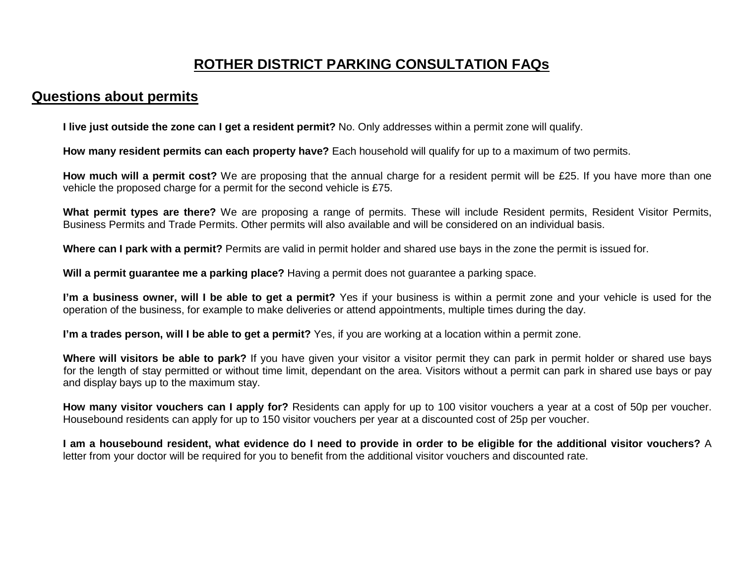# ROTHER DISTRICT PARKING CONSULTATION FAQs

## Questions about permits

**I live just outside the zone can I get a resident permit?** No. Only addresses within a permit zone will qualify.

**How many resident permits can each property have?** Each household will qualify for up to a maximum of two permits.

**How much will a permit cost?** We are proposing that the annual charge for a resident permit will be £25. If you have more than one vehicle the proposed charge for a permit for the second vehicle is £75.

**What permit types are there?** We are proposing a range of permits. These will include Resident permits, Resident Visitor Permits, Business Permits and Trade Permits. Other permits will also available and will be considered on an individual basis.

**Where can I park with a permit?** Permits are valid in permit holder and shared use bays in the zone the permit is issued for.

**Will a permit guarantee me a parking place?** Having a permit does not guarantee a parking space.

**I'm a business owner, will I be able to get a permit?** Yes if your business is within a permit zone and your vehicle is used for the operation of the business, for example to make deliveries or attend appointments, multiple times during the day.

**I'm a trades person, will I be able to get a permit?** Yes, if you are working at a location within a permit zone.

**Where will visitors be able to park?** If you have given your visitor a visitor permit they can park in permit holder or shared use bays for the length of stay permitted or without time limit, dependant on the area. Visitors without a permit can park in shared use bays or pay and display bays up to the maximum stay.

**How many visitor vouchers can I apply for?** Residents can apply for up to 100 visitor vouchers a year at a cost of 50p per voucher. Housebound residents can apply for up to 150 visitor vouchers per year at a discounted cost of 25p per voucher.

**I am a housebound resident, what evidence do I need to provide in order to be eligible for the additional visitor vouchers?** A letter from your doctor will be required for you to benefit from the additional visitor vouchers and discounted rate.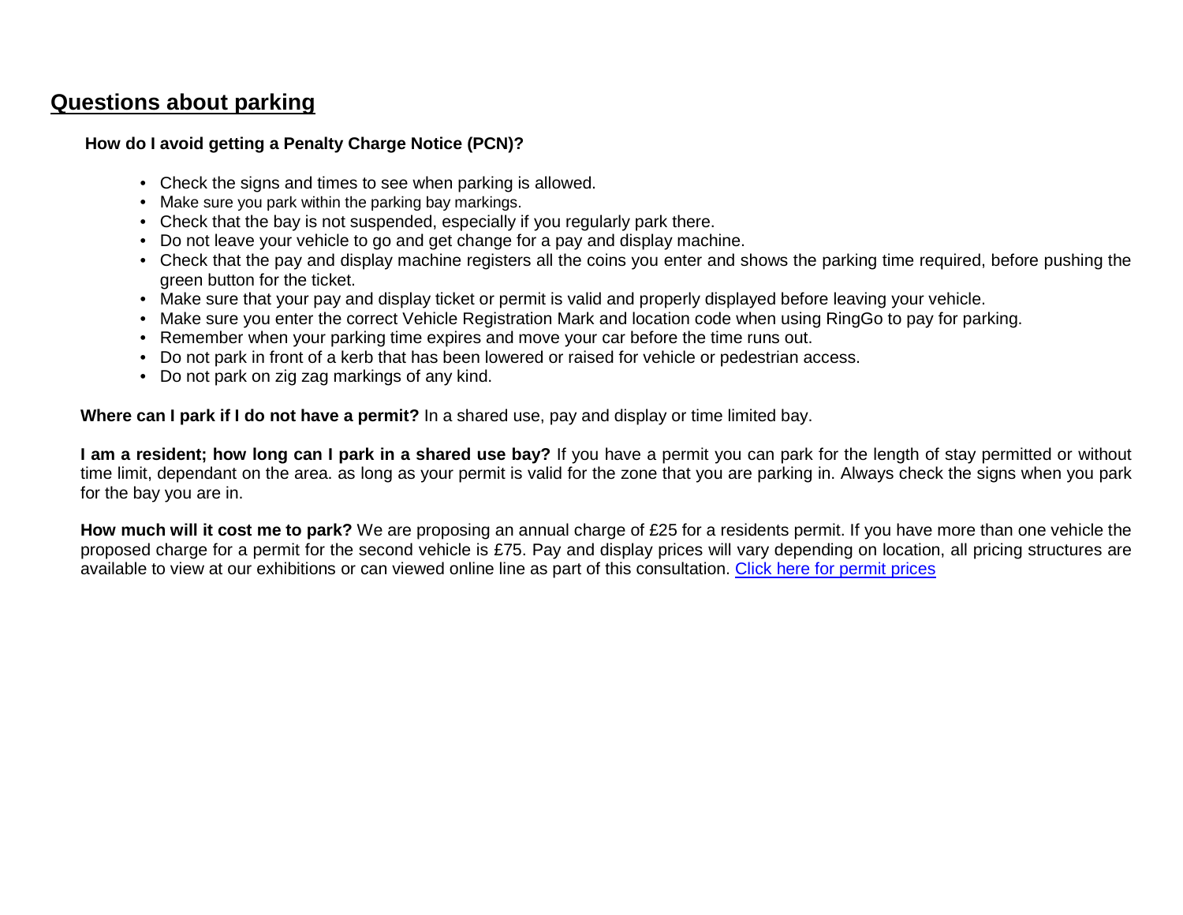## Questions about parking

**How do I avoid getting a Penalty Charge Notice (PCN)?**

- Check the signs and times to see when parking is allowed.
- Make sure you park within the parking bay markings.
- Check that the bay is not suspended, especially if you regularly park there.
- Do not leave your vehicle to go and get change for a pay and display machine.
- Check that the pay and display machine registers all the coins you enter and shows the parking time required, before pushing the green button for the ticket.
- Make sure that your pay and display ticket or permit is valid and properly displayed before leaving your vehicle.
- Make sure you enter the correct Vehicle Registration Mark and location code when using RingGo to pay for parking.
- Remember when your parking time expires and move your car before the time runs out.
- Do not park in front of a kerb that has been lowered or raised for vehicle or pedestrian access.
- Do not park on zig zag markings of any kind.

**Where can I park if I do not have a permit?** In a shared use, pay and display or time limited bay.

**I am a resident; how long can I park in a shared use bay?** If you have a permit you can park for the length of stay permitted or without time limit, dependant on the area. as long as your permit is valid for the zone that you are parking in. Always check the signs when you park for the bay you are in.

**How much will it cost me to park?** We are proposing an annual charge of £25 for a residents permit. If you have more than one vehicle the proposed charge for a permit for the second vehicle is £75. Pay and display prices will vary depending on location, all pricing structures are available to view at our exhibitions or can viewed online line as part of this consultation. Click here for permit prices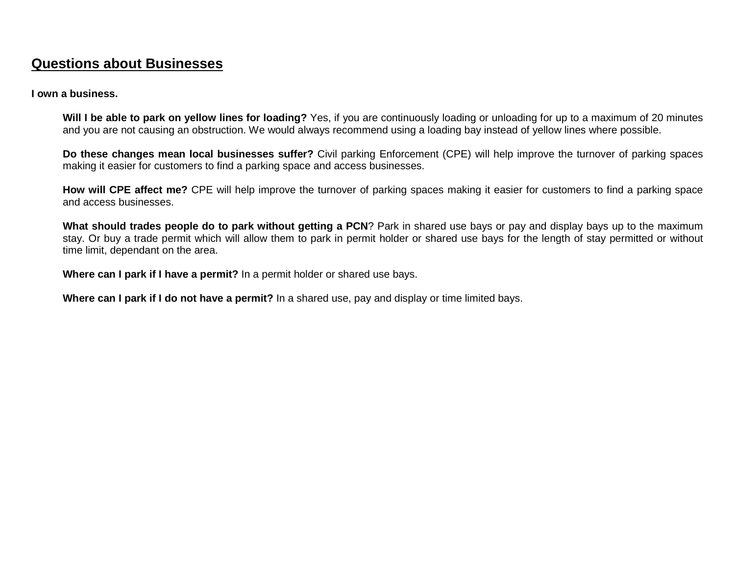## Questions about Businesses

**I own a business.**

**Will I be able to park on yellow lines for loading?** Yes, if you are continuously loading or unloading for up to a maximum of 20 minutes and you are not causing an obstruction. We would always recommend using a loading bay instead of yellow lines where possible.

**Do these changes mean local businesses suffer?** Civil parking Enforcement (CPE) will help improve the turnover of parking spaces making it easier for customers to find a parking space and access businesses.

**How will CPE affect me?** CPE will help improve the turnover of parking spaces making it easier for customers to find a parking space and access businesses.

**What should trades people do to park without getting a PCN**? Park in shared use bays or pay and display bays up to the maximum stay. Or buy a trade permit which will allow them to park in permit holder or shared use bays for the length of stay permitted or without time limit, dependant on the area.

**Where can I park if I have a permit?** In a permit holder or shared use bays.

**Where can I park if I do not have a permit?** In a shared use, pay and display or time limited bays.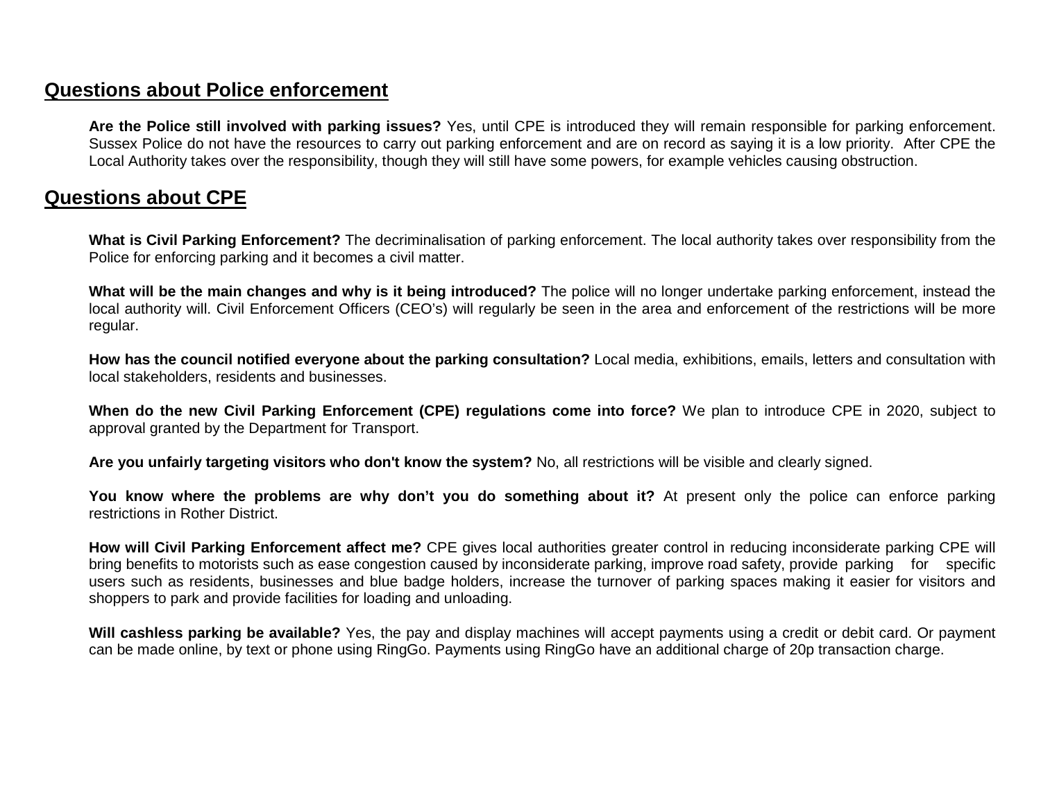## Questions about Police enforcement

**Are the Police still involved with parking issues?** Yes, until CPE is introduced they will remain responsible for parking enforcement. Sussex Police do not have the resources to carry out parking enforcement and are on record as saying it is a low priority. After CPE the Local Authority takes over the responsibility, though they will still have some powers, for example vehicles causing obstruction.

## Questions about CPE

**What is Civil Parking Enforcement?** The decriminalisation of parking enforcement. The local authority takes over responsibility from the Police for enforcing parking and it becomes a civil matter.

**What will be the main changes and why is it being introduced?** The police will no longer undertake parking enforcement, instead the local authority will. Civil Enforcement Officers (CEO's) will regularly be seen in the area and enforcement of the restrictions will be more regular.

**How has the council notified everyone about the parking consultation?** Local media, exhibitions, emails, letters and consultation with local stakeholders, residents and businesses.

**When do the new Civil Parking Enforcement (CPE) regulations come into force?** We plan to introduce CPE in 2020, subject to approval granted by the Department for Transport.

**Are you unfairly targeting visitors who don't know the system?** No, all restrictions will be visible and clearly signed.

**You know where the problems are why don't you do something about it?** At present only the police can enforce parking restrictions in Rother District.

**How will Civil Parking Enforcement affect me?** CPE gives local authorities greater control in reducing inconsiderate parking CPE will bring benefits to motorists such as ease congestion caused by inconsiderate parking, improve road safety, provide parking for specific users such as residents, businesses and blue badge holders, increase the turnover of parking spaces making it easier for visitors and shoppers to park and provide facilities for loading and unloading.

**Will cashless parking be available?** Yes, the pay and display machines will accept payments using a credit or debit card. Or payment can be made online, by text or phone using RingGo. Payments using RingGo have an additional charge of 20p transaction charge.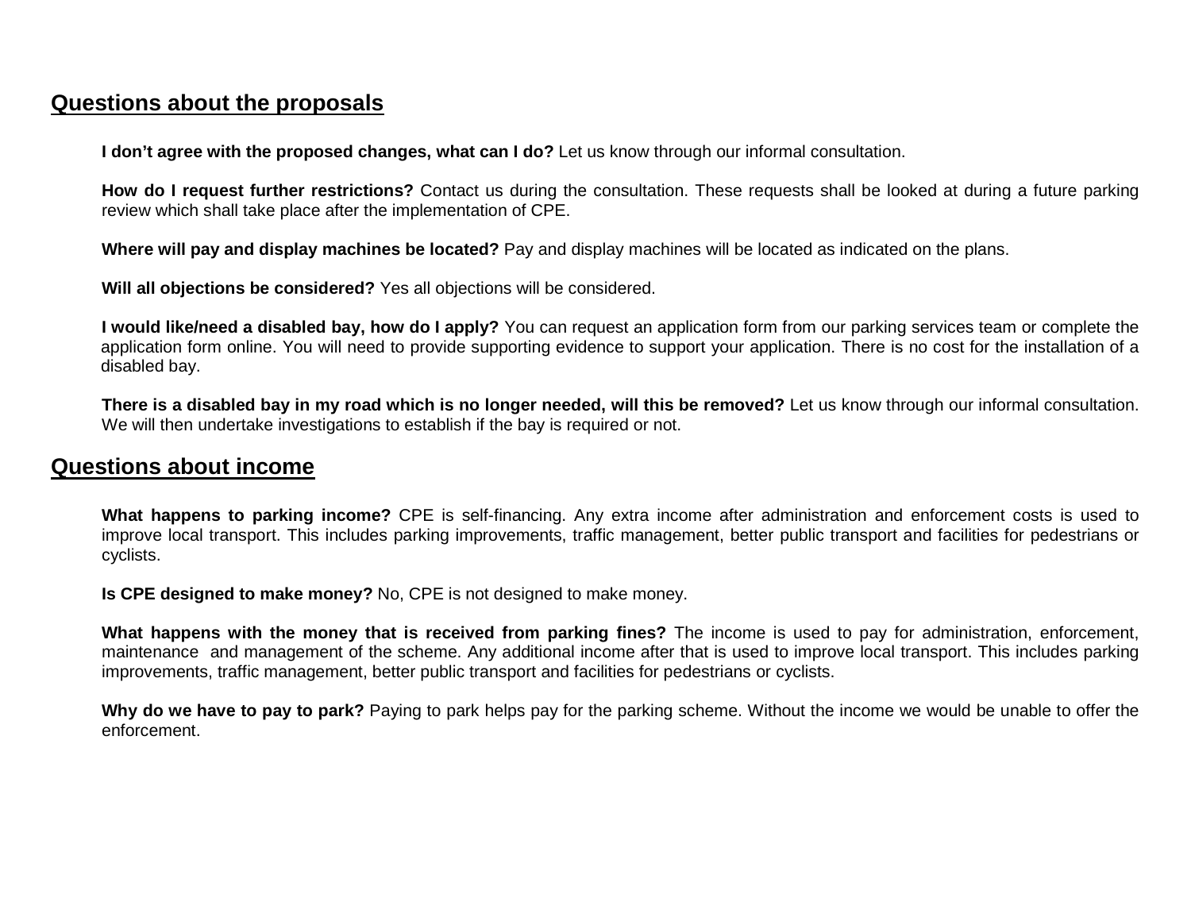## Questions about the proposals

**I don't agree with the proposed changes, what can I do?** Let us know through our informal consultation.

**How do I request further restrictions?** Contact us during the consultation. These requests shall be looked at during a future parking review which shall take place after the implementation of CPE.

**Where will pay and display machines be located?** Pay and display machines will be located as indicated on the plans.

**Will all objections be considered?** Yes all objections will be considered.

**I would like/need a disabled bay, how do I apply?** You can request an application form from our parking services team or complete the application form online. You will need to provide supporting evidence to support your application. There is no cost for the installation of a disabled bay.

**There is a disabled bay in my road which is no longer needed, will this be removed?** Let us know through our informal consultation. We will then undertake investigations to establish if the bay is required or not.

## Questions about income

**What happens to parking income?** CPE is self-financing. Any extra income after administration and enforcement costs is used to improve local transport. This includes parking improvements, traffic management, better public transport and facilities for pedestrians or cyclists.

**Is CPE designed to make money?** No, CPE is not designed to make money.

**What happens with the money that is received from parking fines?** The income is used to pay for administration, enforcement, maintenance and management of the scheme. Any additional income after that is used to improve local transport. This includes parking improvements, traffic management, better public transport and facilities for pedestrians or cyclists.

**Why do we have to pay to park?** Paying to park helps pay for the parking scheme. Without the income we would be unable to offer the enforcement.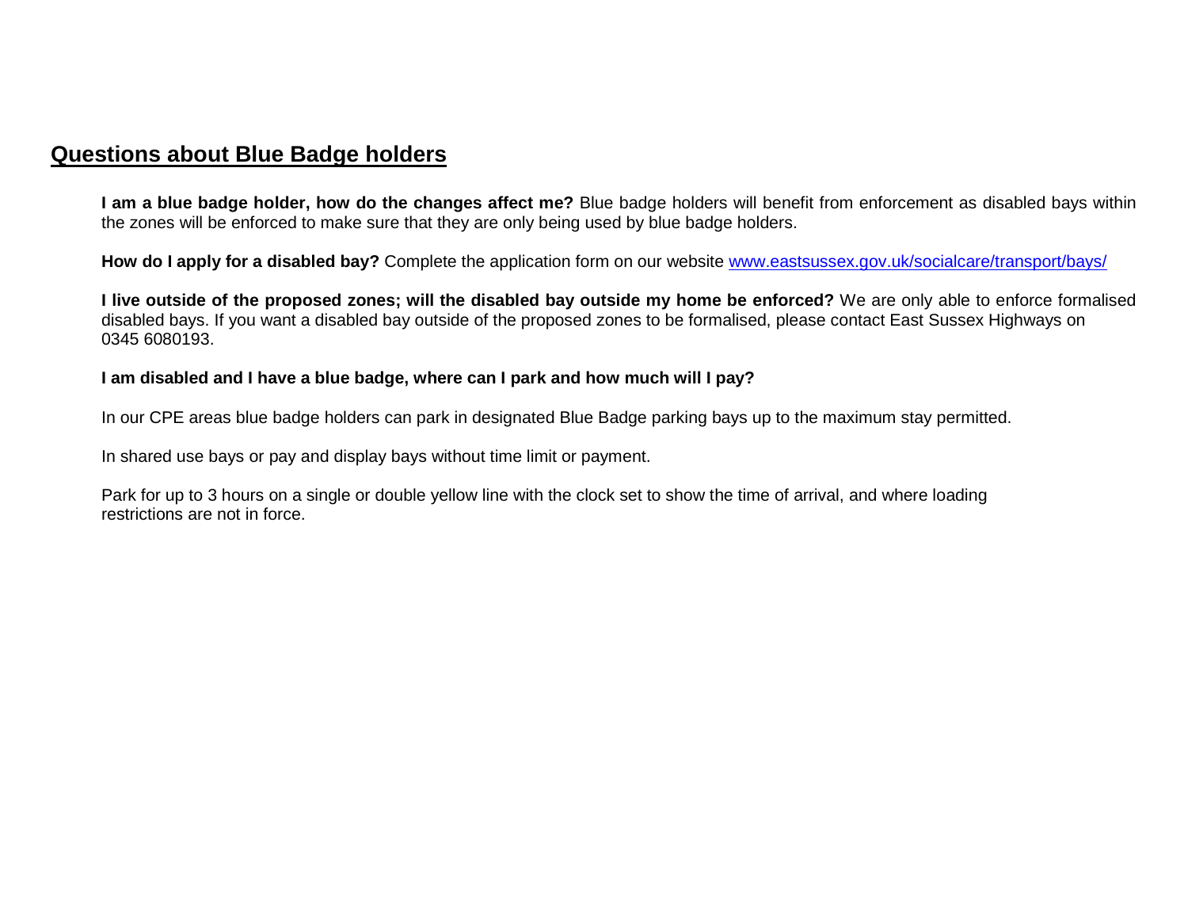## Questions about Blue Badge holders

**I am a blue badge holder, how do the changes affect me?** Blue badge holders will benefit from enforcement as disabled bays within the zones will be enforced to make sure that they are only being used by blue badge holders.

**How do I apply for a disabled bay?** Complete the application form on our website [www.eastsussex.gov.uk/socialcare/transport/bays/](www.eastsussex.gov.uk/socialcare/transport/bays/)

**I live outside of the proposed zones; will the disabled bay outside my home be enforced?** We are only able to enforce formalised disabled bays. If you want a disabled bay outside of the proposed zones to be formalised, please contact East Sussex Highways on 0345 6080193.

**I am disabled and I have a blue badge, where can I park and how much will I pay?**

In our CPE areas blue badge holders can park in designated Blue Badge parking bays up to the maximum stay permitted.

In shared use bays or pay and display bays without time limit or payment.

Park for up to 3 hours on a single or double yellow line with the clock set to show the time of arrival, and where loading restrictions are not in force.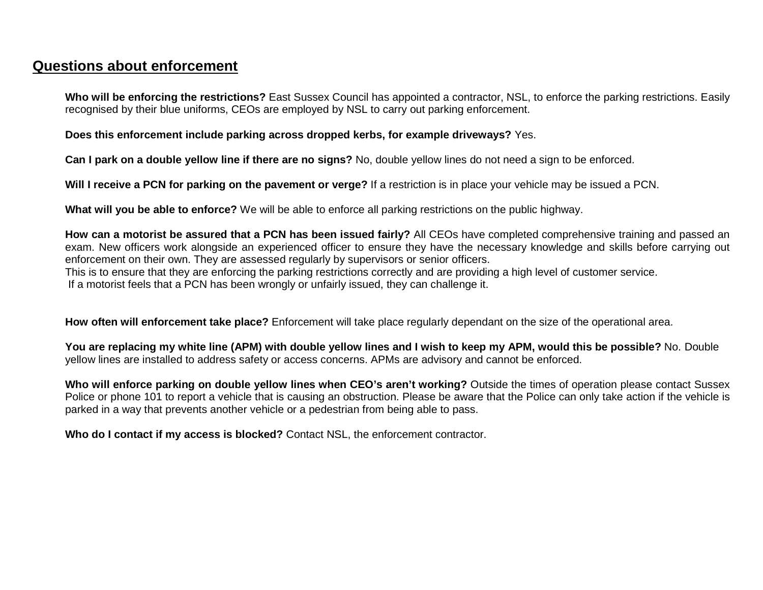## Questions about enforcement

**Who will be enforcing the restrictions?** East Sussex Council has appointed a contractor, NSL, to enforce the parking restrictions. Easily recognised by their blue uniforms, CEOs are employed by NSL to carry out parking enforcement.

**Does this enforcement include parking across dropped kerbs, for example driveways?** Yes.

**Can I park on a double yellow line if there are no signs?** No, double yellow lines do not need a sign to be enforced.

**Will I receive a PCN for parking on the pavement or verge?** If a restriction is in place your vehicle may be issued a PCN.

**What will you be able to enforce?** We will be able to enforce all parking restrictions on the public highway.

**How can a motorist be assured that a PCN has been issued fairly?** All CEOs have completed comprehensive training and passed an exam. New officers work alongside an experienced officer to ensure they have the necessary knowledge and skills before carrying out enforcement on their own. They are assessed regularly by supervisors or senior officers.
This is to ensure that they are enforcing the parking restrictions correctly and are providing a high level of customer service.
If a motorist feels that a PCN has been wrongly or unfairly issued, they can challenge it.

**How often will enforcement take place?** Enforcement will take place regularly dependant on the size of the operational area.

**You are replacing my white line (APM) with double yellow lines and I wish to keep my APM, would this be possible?** No. Double yellow lines are installed to address safety or access concerns. APMs are advisory and cannot be enforced.

**Who will enforce parking on double yellow lines when CEO's aren't working?** Outside the times of operation please contact Sussex Police or phone 101 to report a vehicle that is causing an obstruction. Please be aware that the Police can only take action if the vehicle is parked in a way that prevents another vehicle or a pedestrian from being able to pass.

**Who do I contact if my access is blocked?** Contact NSL, the enforcement contractor.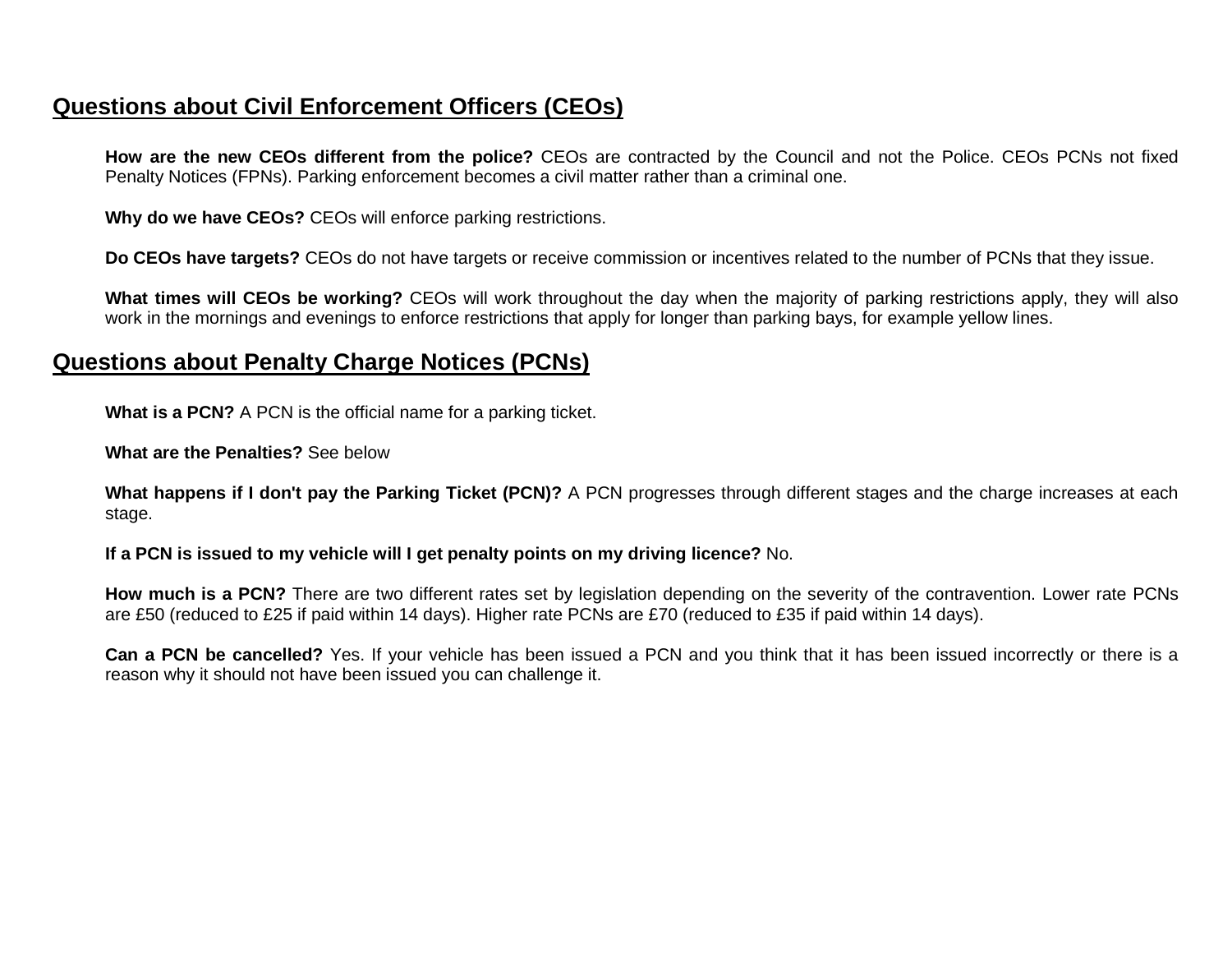## Questions about Civil Enforcement Officers (CEOs)

**How are the new CEOs different from the police?** CEOs are contracted by the Council and not the Police. CEOs PCNs not fixed Penalty Notices (FPNs). Parking enforcement becomes a civil matter rather than a criminal one.

**Why do we have CEOs?** CEOs will enforce parking restrictions.

**Do CEOs have targets?** CEOs do not have targets or receive commission or incentives related to the number of PCNs that they issue.

**What times will CEOs be working?** CEOs will work throughout the day when the majority of parking restrictions apply, they will also work in the mornings and evenings to enforce restrictions that apply for longer than parking bays, for example yellow lines.

## Questions about Penalty Charge Notices (PCNs)

**What is a PCN?** A PCN is the official name for a parking ticket.

**What are the Penalties?** See below

**What happens if I don't pay the Parking Ticket (PCN)?** A PCN progresses through different stages and the charge increases at each stage.

**If a PCN is issued to my vehicle will I get penalty points on my driving licence?** No.

**How much is a PCN?** There are two different rates set by legislation depending on the severity of the contravention. Lower rate PCNs are £50 (reduced to £25 if paid within 14 days). Higher rate PCNs are £70 (reduced to £35 if paid within 14 days).

**Can a PCN be cancelled?** Yes. If your vehicle has been issued a PCN and you think that it has been issued incorrectly or there is a reason why it should not have been issued you can challenge it.